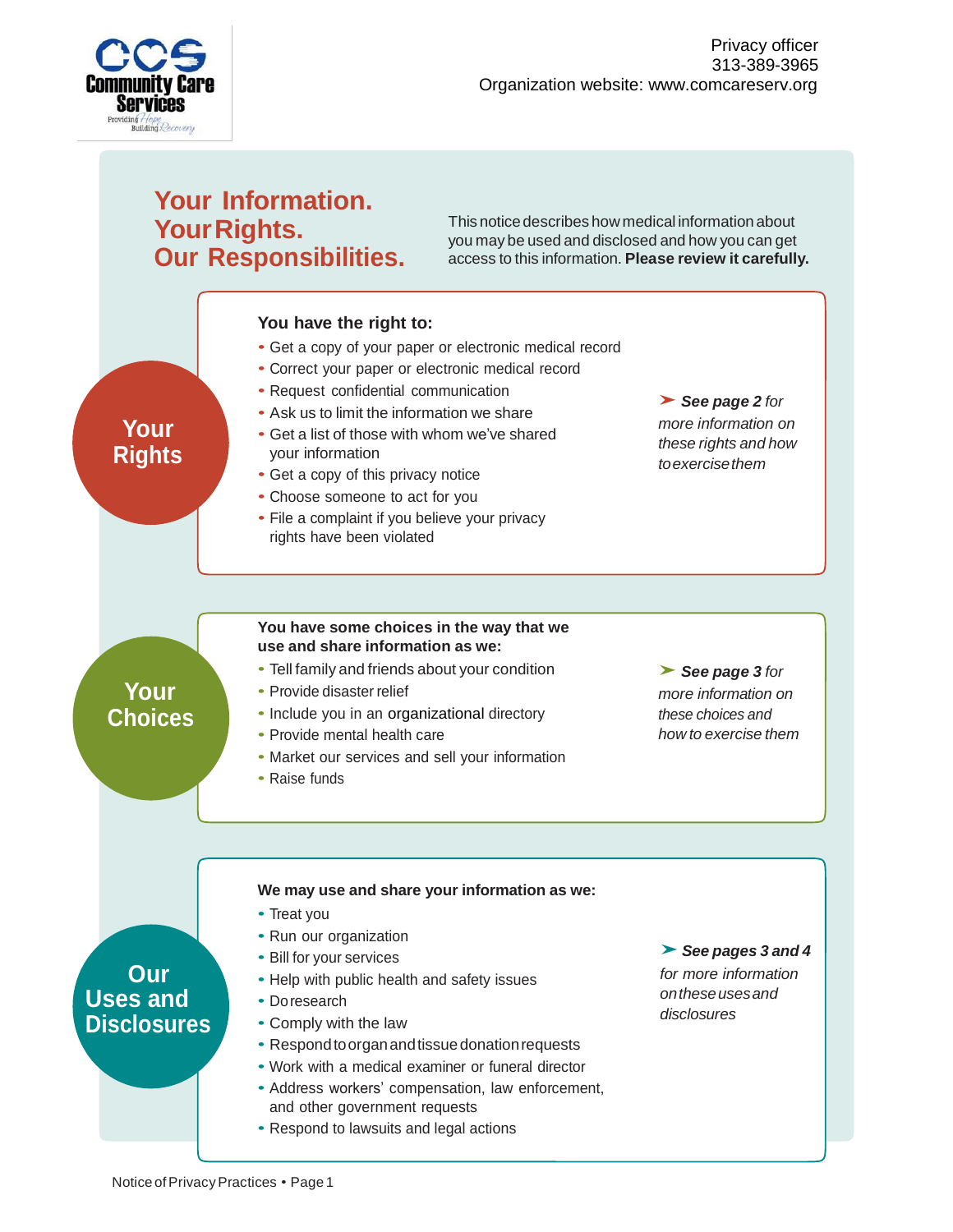Community Care Services
Providing Hope Building Recovery

Privacy officer
313-389-3965
Organization website: www.comcareserv.org

# Your Information. Your Rights. Our Responsibilities.

This notice describes how medical information about you may be used and disclosed and how you can get access to this information. **Please review it carefully.**

## Your Rights

**You have the right to:**

- Get a copy of your paper or electronic medical record
- Correct your paper or electronic medical record
- Request confidential communication
- Ask us to limit the information we share
- Get a list of those with whom we've shared your information
- Get a copy of this privacy notice
- Choose someone to act for you
- File a complaint if you believe your privacy rights have been violated

➤ ***See page 2*** *for more information on these rights and how to exercise them*

## Your Choices

**You have some choices in the way that we use and share information as we:**

- Tell family and friends about your condition
- Provide disaster relief
- Include you in an organizational directory
- Provide mental health care
- Market our services and sell your information
- Raise funds

➤ ***See page 3*** *for more information on these choices and how to exercise them*

## Our Uses and Disclosures

**We may use and share your information as we:**

- Treat you
- Run our organization
- Bill for your services
- Help with public health and safety issues
- Do research
- Comply with the law
- Respond to organ and tissue donation requests
- Work with a medical examiner or funeral director
- Address workers' compensation, law enforcement, and other government requests
- Respond to lawsuits and legal actions

➤ ***See pages 3 and 4*** *for more information on these uses and disclosures*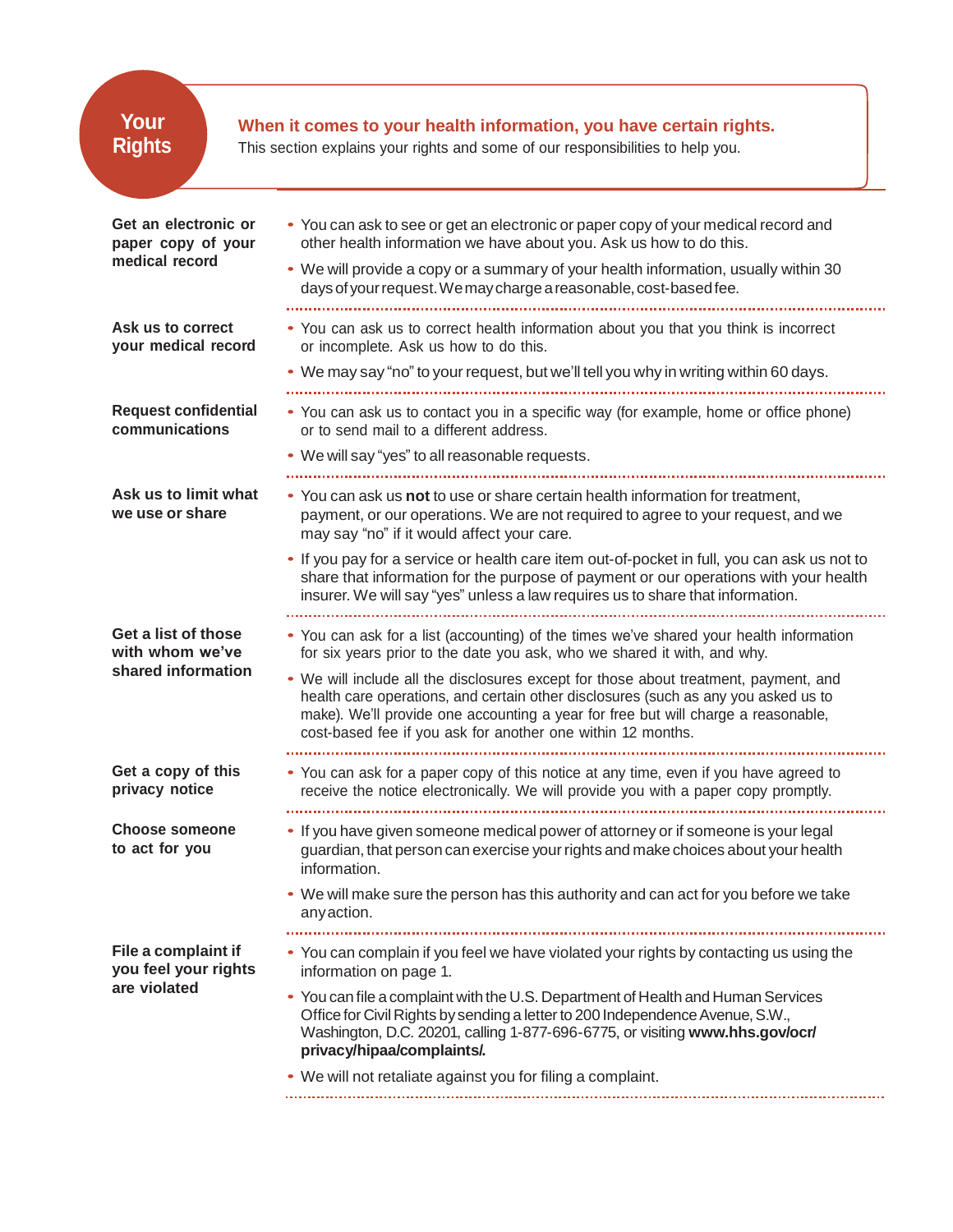# Your Rights

**When it comes to your health information, you have certain rights.**

This section explains your rights and some of our responsibilities to help you.

### Get an electronic or paper copy of your medical record

- You can ask to see or get an electronic or paper copy of your medical record and other health information we have about you. Ask us how to do this.
- We will provide a copy or a summary of your health information, usually within 30 days of your request. We may charge a reasonable, cost-based fee.

### Ask us to correct your medical record

- You can ask us to correct health information about you that you think is incorrect or incomplete. Ask us how to do this.
- We may say "no" to your request, but we'll tell you why in writing within 60 days.

### Request confidential communications

- You can ask us to contact you in a specific way (for example, home or office phone) or to send mail to a different address.
- We will say "yes" to all reasonable requests.

### Ask us to limit what we use or share

- You can ask us **not** to use or share certain health information for treatment, payment, or our operations. We are not required to agree to your request, and we may say "no" if it would affect your care.
- If you pay for a service or health care item out-of-pocket in full, you can ask us not to share that information for the purpose of payment or our operations with your health insurer. We will say "yes" unless a law requires us to share that information.

### Get a list of those with whom we've shared information

- You can ask for a list (accounting) of the times we've shared your health information for six years prior to the date you ask, who we shared it with, and why.
- We will include all the disclosures except for those about treatment, payment, and health care operations, and certain other disclosures (such as any you asked us to make). We'll provide one accounting a year for free but will charge a reasonable, cost-based fee if you ask for another one within 12 months.

### Get a copy of this privacy notice

- You can ask for a paper copy of this notice at any time, even if you have agreed to receive the notice electronically. We will provide you with a paper copy promptly.

### Choose someone to act for you

- If you have given someone medical power of attorney or if someone is your legal guardian, that person can exercise your rights and make choices about your health information.
- We will make sure the person has this authority and can act for you before we take any action.

### File a complaint if you feel your rights are violated

- You can complain if you feel we have violated your rights by contacting us using the information on page 1.
- You can file a complaint with the U.S. Department of Health and Human Services Office for Civil Rights by sending a letter to 200 Independence Avenue, S.W., Washington, D.C. 20201, calling 1-877-696-6775, or visiting **www.hhs.gov/ocr/privacy/hipaa/complaints/.**
- We will not retaliate against you for filing a complaint.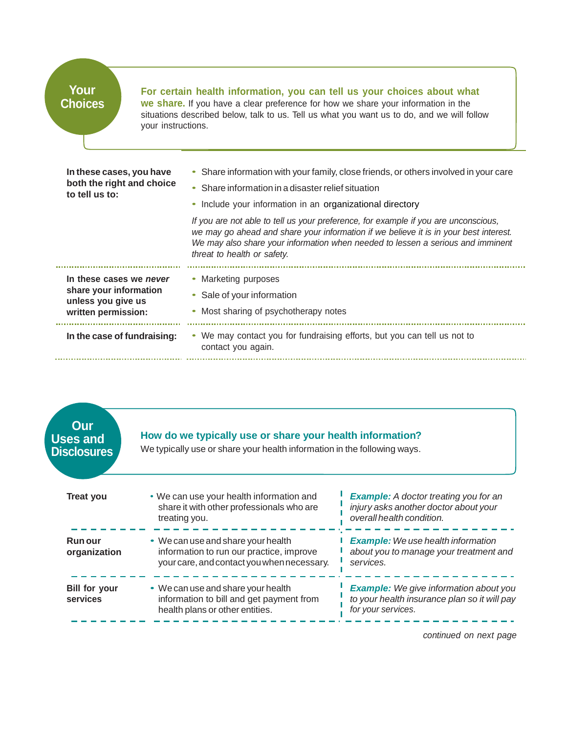## Your Choices

**For certain health information, you can tell us your choices about what we share.** If you have a clear preference for how we share your information in the situations described below, talk to us. Tell us what you want us to do, and we will follow your instructions.

**In these cases, you have both the right and choice to tell us to:**

- Share information with your family, close friends, or others involved in your care
- Share information in a disaster relief situation
- Include your information in an organizational directory

*If you are not able to tell us your preference, for example if you are unconscious, we may go ahead and share your information if we believe it is in your best interest. We may also share your information when needed to lessen a serious and imminent threat to health or safety.*

**In these cases we *never* share your information unless you give us written permission:**

- Marketing purposes
- Sale of your information
- Most sharing of psychotherapy notes

**In the case of fundraising:**

- We may contact you for fundraising efforts, but you can tell us not to contact you again.

## Our Uses and Disclosures

**How do we typically use or share your health information?**
We typically use or share your health information in the following ways.

| | | |
|---|---|---|
| **Treat you** | • We can use your health information and share it with other professionals who are treating you. | ***Example:*** *A doctor treating you for an injury asks another doctor about your overall health condition.* |
| **Run our organization** | • We can use and share your health information to run our practice, improve your care, and contact you when necessary. | ***Example:*** *We use health information about you to manage your treatment and services.* |
| **Bill for your services** | • We can use and share your health information to bill and get payment from health plans or other entities. | ***Example:*** *We give information about you to your health insurance plan so it will pay for your services.* |

*continued on next page*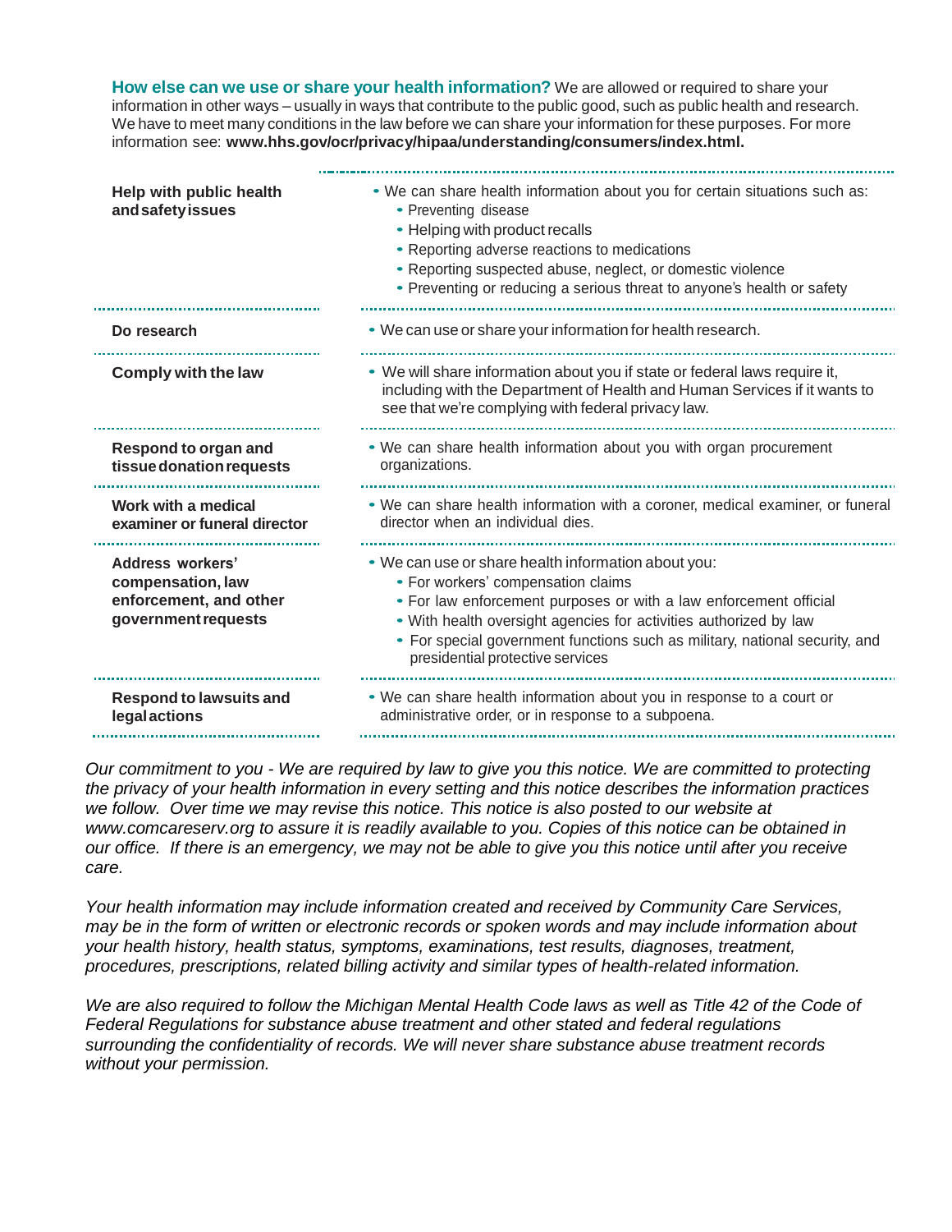**How else can we use or share your health information?** We are allowed or required to share your information in other ways – usually in ways that contribute to the public good, such as public health and research. We have to meet many conditions in the law before we can share your information for these purposes. For more information see: **www.hhs.gov/ocr/privacy/hipaa/understanding/consumers/index.html.**

| | |
|---|---|
| **Help with public health and safety issues** | • We can share health information about you for certain situations such as:<br>• Preventing disease<br>• Helping with product recalls<br>• Reporting adverse reactions to medications<br>• Reporting suspected abuse, neglect, or domestic violence<br>• Preventing or reducing a serious threat to anyone's health or safety |
| **Do research** | • We can use or share your information for health research. |
| **Comply with the law** | • We will share information about you if state or federal laws require it, including with the Department of Health and Human Services if it wants to see that we're complying with federal privacy law. |
| **Respond to organ and tissue donation requests** | • We can share health information about you with organ procurement organizations. |
| **Work with a medical examiner or funeral director** | • We can share health information with a coroner, medical examiner, or funeral director when an individual dies. |
| **Address workers' compensation, law enforcement, and other government requests** | • We can use or share health information about you:<br>• For workers' compensation claims<br>• For law enforcement purposes or with a law enforcement official<br>• With health oversight agencies for activities authorized by law<br>• For special government functions such as military, national security, and presidential protective services |
| **Respond to lawsuits and legal actions** | • We can share health information about you in response to a court or administrative order, or in response to a subpoena. |

*Our commitment to you - We are required by law to give you this notice. We are committed to protecting the privacy of your health information in every setting and this notice describes the information practices we follow. Over time we may revise this notice. This notice is also posted to our website at www.comcareserv.org to assure it is readily available to you. Copies of this notice can be obtained in our office. If there is an emergency, we may not be able to give you this notice until after you receive care.*

*Your health information may include information created and received by Community Care Services, may be in the form of written or electronic records or spoken words and may include information about your health history, health status, symptoms, examinations, test results, diagnoses, treatment, procedures, prescriptions, related billing activity and similar types of health-related information.*

*We are also required to follow the Michigan Mental Health Code laws as well as Title 42 of the Code of Federal Regulations for substance abuse treatment and other stated and federal regulations surrounding the confidentiality of records. We will never share substance abuse treatment records without your permission.*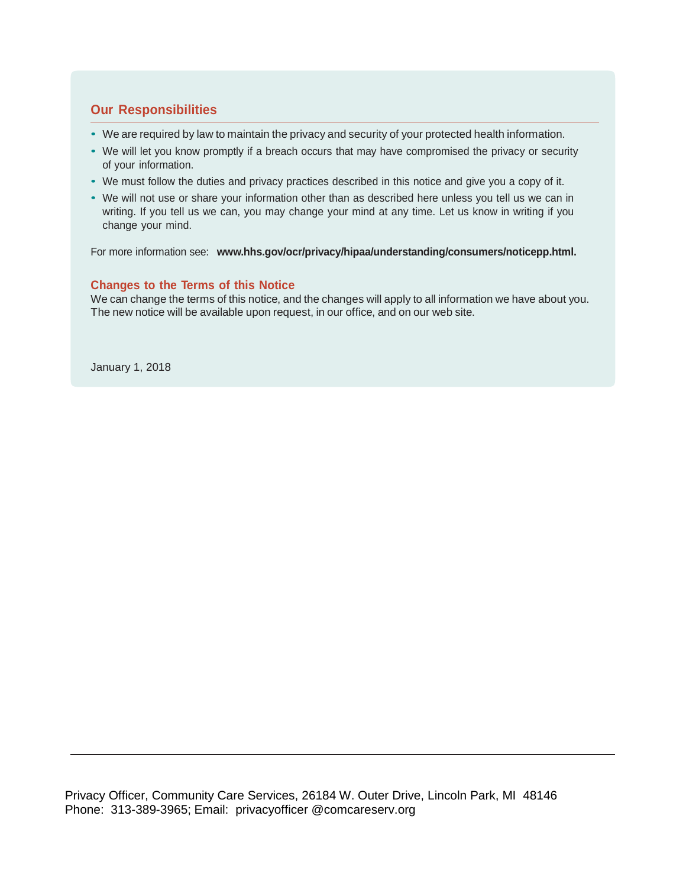## Our Responsibilities

- We are required by law to maintain the privacy and security of your protected health information.
- We will let you know promptly if a breach occurs that may have compromised the privacy or security of your information.
- We must follow the duties and privacy practices described in this notice and give you a copy of it.
- We will not use or share your information other than as described here unless you tell us we can in writing. If you tell us we can, you may change your mind at any time. Let us know in writing if you change your mind.

For more information see: **www.hhs.gov/ocr/privacy/hipaa/understanding/consumers/noticepp.html.**

### Changes to the Terms of this Notice

We can change the terms of this notice, and the changes will apply to all information we have about you. The new notice will be available upon request, in our office, and on our web site.

January 1, 2018

---

Privacy Officer, Community Care Services, 26184 W. Outer Drive, Lincoln Park, MI 48146
Phone: 313-389-3965; Email: privacyofficer @comcareserv.org